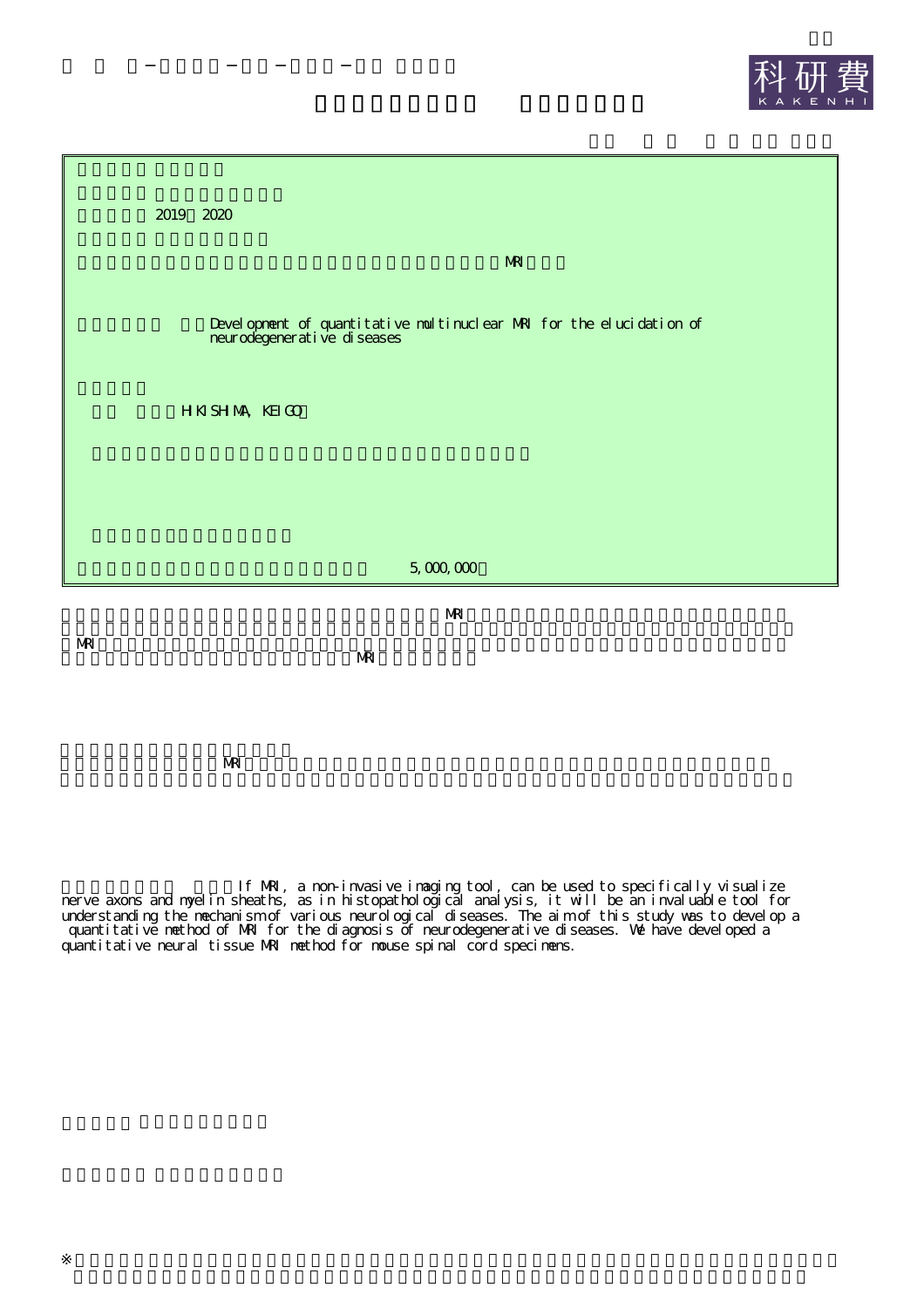科研費

KAKENHI

2019 2020

MRI

Development of quantitative multinuclear MRI for the elucidation of neurodegenerative diseases

HIKISHIMA, KEIGO

5,000,000

MRI

MRI

MRI

MRI

If MRI, a non-invasive imaging tool, can be used to specifically visualize nerve axons and myelin sheaths, as in histopathological analysis, it will be an invaluable tool for understanding the mechanism of various neurological diseases. The aim of this study was to develop a quantitative method of MRI for the diagnosis of neurodegenerative diseases. We have developed a quantitative neural tissue MRI method for mouse spinal cord specimens.

※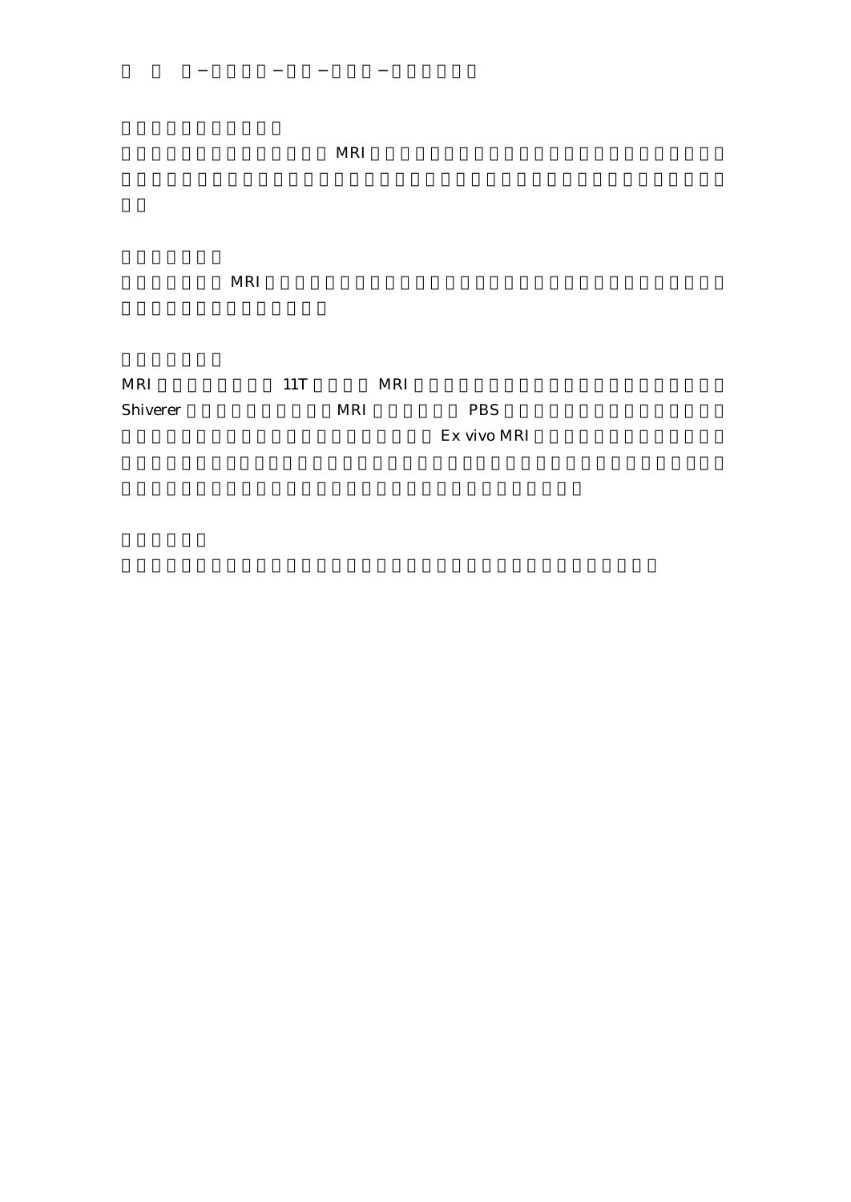MRI

MRI

MRI 11T MRI

Shiverer MRI PBS

Ex vivo MRI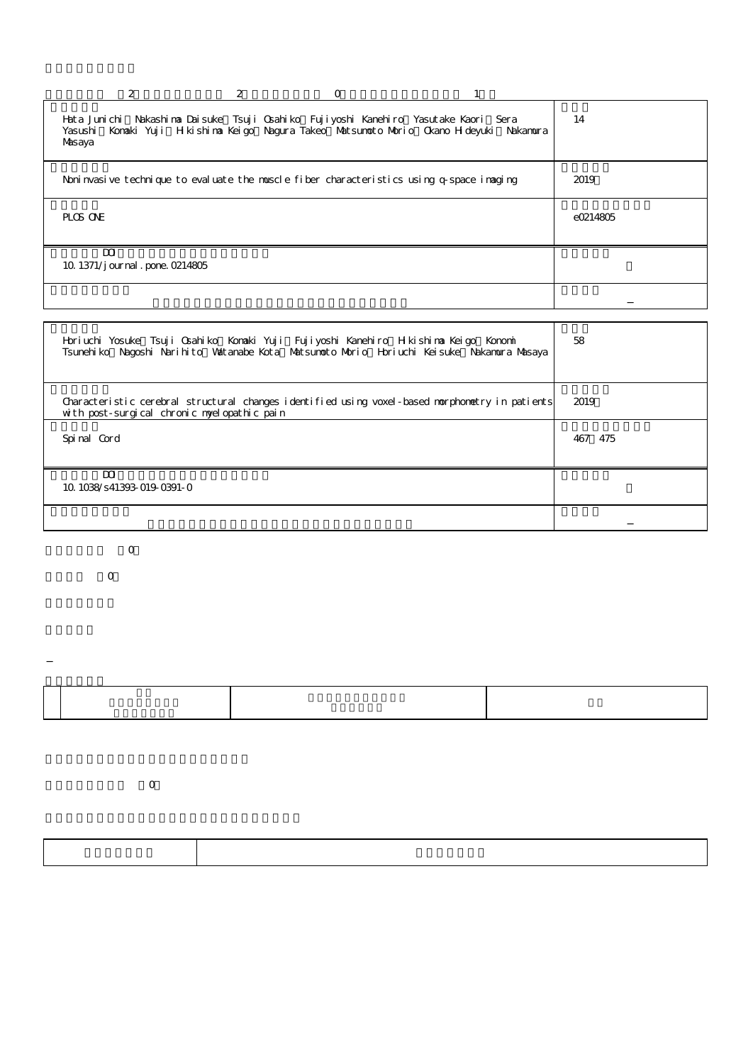2 2 0 1

| | |
|---|---|
| Hata Junichi Nakashima Daisuke Tsuji Osahiko Fujiyoshi Kanehiro Yasutake Kaori Sera Yasushi Komaki Yuji Hikishima Keigo Nagura Takeo Matsumoto Morio Okano Hideyuki Nakamura Masaya | 14 |
| Noninvasive technique to evaluate the muscle fiber characteristics using q-space imaging | 2019 |
| PLOS ONE | e0214805 |
| DOI<br>10.1371/journal.pone.0214805 | |
| | − |

| | |
|---|---|
| Horiuchi Yosuke Tsuji Osahiko Komaki Yuji Fujiyoshi Kanehiro Hikishima Keigo Kononi Tsunehiko Nagoshi Narihito Watanabe Kota Matsumoto Morio Horiuchi Keisuke Nakamura Masaya | 58 |
| Characteristic cerebral structural changes identified using voxel-based morphometry in patients with post-surgical chronic myelopathic pain | 2019 |
| Spinal Cord | 467 475 |
| DOI<br>10.1038/s41393-019-0391-0 | |
| | − |

0

0

−

| | | | |
|---|---|---|---|
| | | | |

0

| | |
|---|---|
| | |